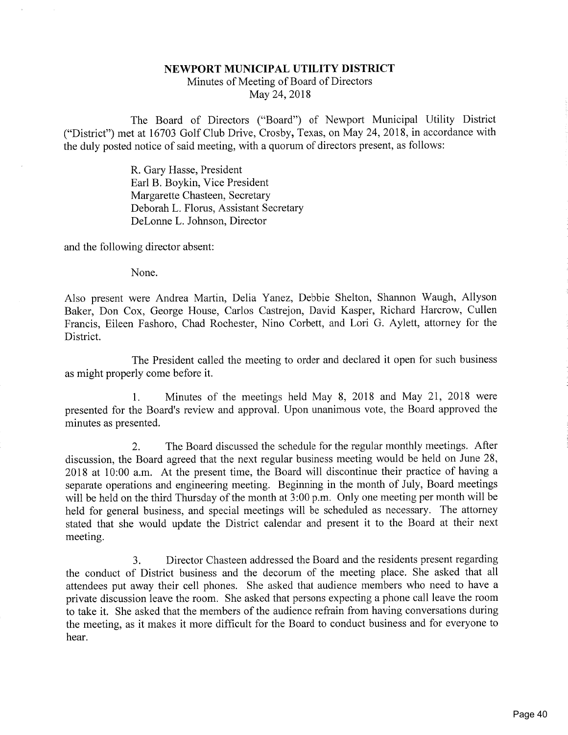# NEWPORT MUNICIPAL UTILITY DISTRICT

Minutes of Meeting of Board of Directors
May 24, 2018

The Board of Directors ("Board") of Newport Municipal Utility District ("District") met at 16703 Golf Club Drive, Crosby, Texas, on May 24, 2018, in accordance with the duly posted notice of said meeting, with a quorum of directors present, as follows:

R. Gary Hasse, President
Earl B. Boykin, Vice President
Margarette Chasteen, Secretary
Deborah L. Florus, Assistant Secretary
DeLonne L. Johnson, Director

and the following director absent:

None.

Also present were Andrea Martin, Delia Yanez, Debbie Shelton, Shannon Waugh, Allyson Baker, Don Cox, George House, Carlos Castrejon, David Kasper, Richard Harcrow, Cullen Francis, Eileen Fashoro, Chad Rochester, Nino Corbett, and Lori G. Aylett, attorney for the District.

The President called the meeting to order and declared it open for such business as might properly come before it.

1. Minutes of the meetings held May 8, 2018 and May 21, 2018 were presented for the Board's review and approval. Upon unanimous vote, the Board approved the minutes as presented.

2. The Board discussed the schedule for the regular monthly meetings. After discussion, the Board agreed that the next regular business meeting would be held on June 28, 2018 at 10:00 a.m. At the present time, the Board will discontinue their practice of having a separate operations and engineering meeting. Beginning in the month of July, Board meetings will be held on the third Thursday of the month at 3:00 p.m. Only one meeting per month will be held for general business, and special meetings will be scheduled as necessary. The attorney stated that she would update the District calendar and present it to the Board at their next meeting.

3. Director Chasteen addressed the Board and the residents present regarding the conduct of District business and the decorum of the meeting place. She asked that all attendees put away their cell phones. She asked that audience members who need to have a private discussion leave the room. She asked that persons expecting a phone call leave the room to take it. She asked that the members of the audience refrain from having conversations during the meeting, as it makes it more difficult for the Board to conduct business and for everyone to hear.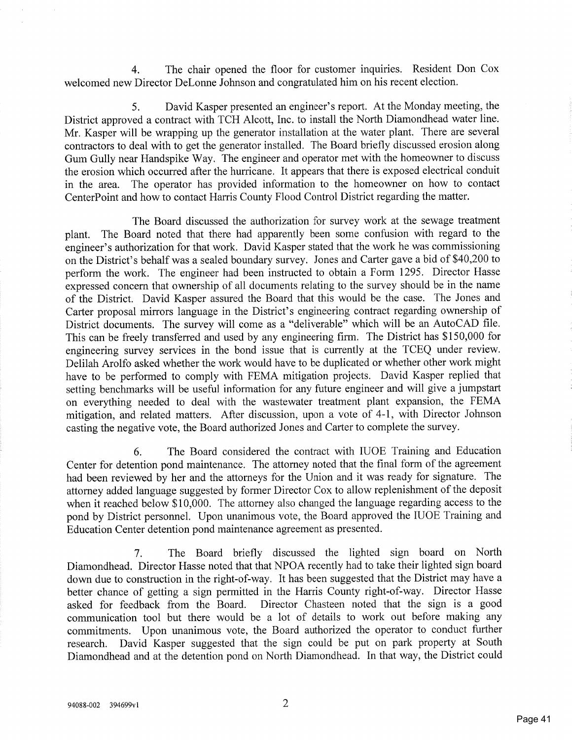4. The chair opened the floor for customer inquiries. Resident Don Cox welcomed new Director DeLonne Johnson and congratulated him on his recent election.

5. David Kasper presented an engineer's report. At the Monday meeting, the District approved a contract with TCH Alcott, Inc. to install the North Diamondhead water line. Mr. Kasper will be wrapping up the generator installation at the water plant. There are several contractors to deal with to get the generator installed. The Board briefly discussed erosion along Gum Gully near Handspike Way. The engineer and operator met with the homeowner to discuss the erosion which occurred after the hurricane. It appears that there is exposed electrical conduit in the area. The operator has provided information to the homeowner on how to contact CenterPoint and how to contact Harris County Flood Control District regarding the matter.

The Board discussed the authorization for survey work at the sewage treatment plant. The Board noted that there had apparently been some confusion with regard to the engineer's authorization for that work. David Kasper stated that the work he was commissioning on the District's behalf was a sealed boundary survey. Jones and Carter gave a bid of $40,200 to perform the work. The engineer had been instructed to obtain a Form 1295. Director Hasse expressed concern that ownership of all documents relating to the survey should be in the name of the District. David Kasper assured the Board that this would be the case. The Jones and Carter proposal mirrors language in the District's engineering contract regarding ownership of District documents. The survey will come as a "deliverable" which will be an AutoCAD file. This can be freely transferred and used by any engineering firm. The District has $150,000 for engineering survey services in the bond issue that is currently at the TCEQ under review. Delilah Arolfo asked whether the work would have to be duplicated or whether other work might have to be performed to comply with FEMA mitigation projects. David Kasper replied that setting benchmarks will be useful information for any future engineer and will give a jumpstart on everything needed to deal with the wastewater treatment plant expansion, the FEMA mitigation, and related matters. After discussion, upon a vote of 4-1, with Director Johnson casting the negative vote, the Board authorized Jones and Carter to complete the survey.

6. The Board considered the contract with IUOE Training and Education Center for detention pond maintenance. The attorney noted that the final form of the agreement had been reviewed by her and the attorneys for the Union and it was ready for signature. The attorney added language suggested by former Director Cox to allow replenishment of the deposit when it reached below $10,000. The attorney also changed the language regarding access to the pond by District personnel. Upon unanimous vote, the Board approved the IUOE Training and Education Center detention pond maintenance agreement as presented.

7. The Board briefly discussed the lighted sign board on North Diamondhead. Director Hasse noted that that NPOA recently had to take their lighted sign board down due to construction in the right-of-way. It has been suggested that the District may have a better chance of getting a sign permitted in the Harris County right-of-way. Director Hasse asked for feedback from the Board. Director Chasteen noted that the sign is a good communication tool but there would be a lot of details to work out before making any commitments. Upon unanimous vote, the Board authorized the operator to conduct further research. David Kasper suggested that the sign could be put on park property at South Diamondhead and at the detention pond on North Diamondhead. In that way, the District could

94088-002 394699v1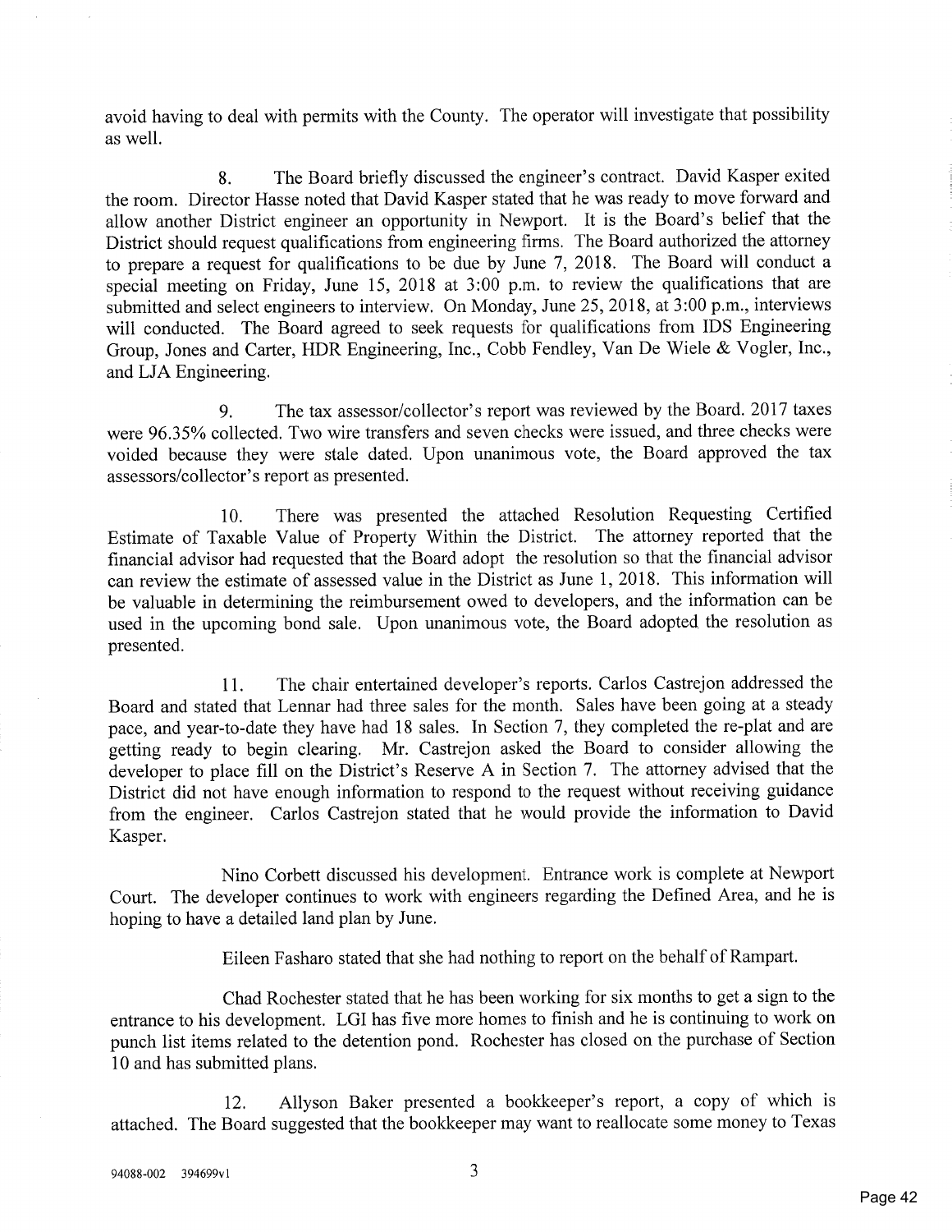avoid having to deal with permits with the County. The operator will investigate that possibility as well.

8. The Board briefly discussed the engineer's contract. David Kasper exited the room. Director Hasse noted that David Kasper stated that he was ready to move forward and allow another District engineer an opportunity in Newport. It is the Board's belief that the District should request qualifications from engineering firms. The Board authorized the attorney to prepare a request for qualifications to be due by June 7, 2018. The Board will conduct a special meeting on Friday, June 15, 2018 at 3:00 p.m. to review the qualifications that are submitted and select engineers to interview. On Monday, June 25, 2018, at 3:00 p.m., interviews will conducted. The Board agreed to seek requests for qualifications from IDS Engineering Group, Jones and Carter, HDR Engineering, Inc., Cobb Fendley, Van De Wiele & Vogler, Inc., and LJA Engineering.

9. The tax assessor/collector's report was reviewed by the Board. 2017 taxes were 96.35% collected. Two wire transfers and seven checks were issued, and three checks were voided because they were stale dated. Upon unanimous vote, the Board approved the tax assessors/collector's report as presented.

10. There was presented the attached Resolution Requesting Certified Estimate of Taxable Value of Property Within the District. The attorney reported that the financial advisor had requested that the Board adopt the resolution so that the financial advisor can review the estimate of assessed value in the District as June 1, 2018. This information will be valuable in determining the reimbursement owed to developers, and the information can be used in the upcoming bond sale. Upon unanimous vote, the Board adopted the resolution as presented.

11. The chair entertained developer's reports. Carlos Castrejon addressed the Board and stated that Lennar had three sales for the month. Sales have been going at a steady pace, and year-to-date they have had 18 sales. In Section 7, they completed the re-plat and are getting ready to begin clearing. Mr. Castrejon asked the Board to consider allowing the developer to place fill on the District's Reserve A in Section 7. The attorney advised that the District did not have enough information to respond to the request without receiving guidance from the engineer. Carlos Castrejon stated that he would provide the information to David Kasper.

Nino Corbett discussed his development. Entrance work is complete at Newport Court. The developer continues to work with engineers regarding the Defined Area, and he is hoping to have a detailed land plan by June.

Eileen Fasharo stated that she had nothing to report on the behalf of Rampart.

Chad Rochester stated that he has been working for six months to get a sign to the entrance to his development. LGI has five more homes to finish and he is continuing to work on punch list items related to the detention pond. Rochester has closed on the purchase of Section 10 and has submitted plans.

12. Allyson Baker presented a bookkeeper's report, a copy of which is attached. The Board suggested that the bookkeeper may want to reallocate some money to Texas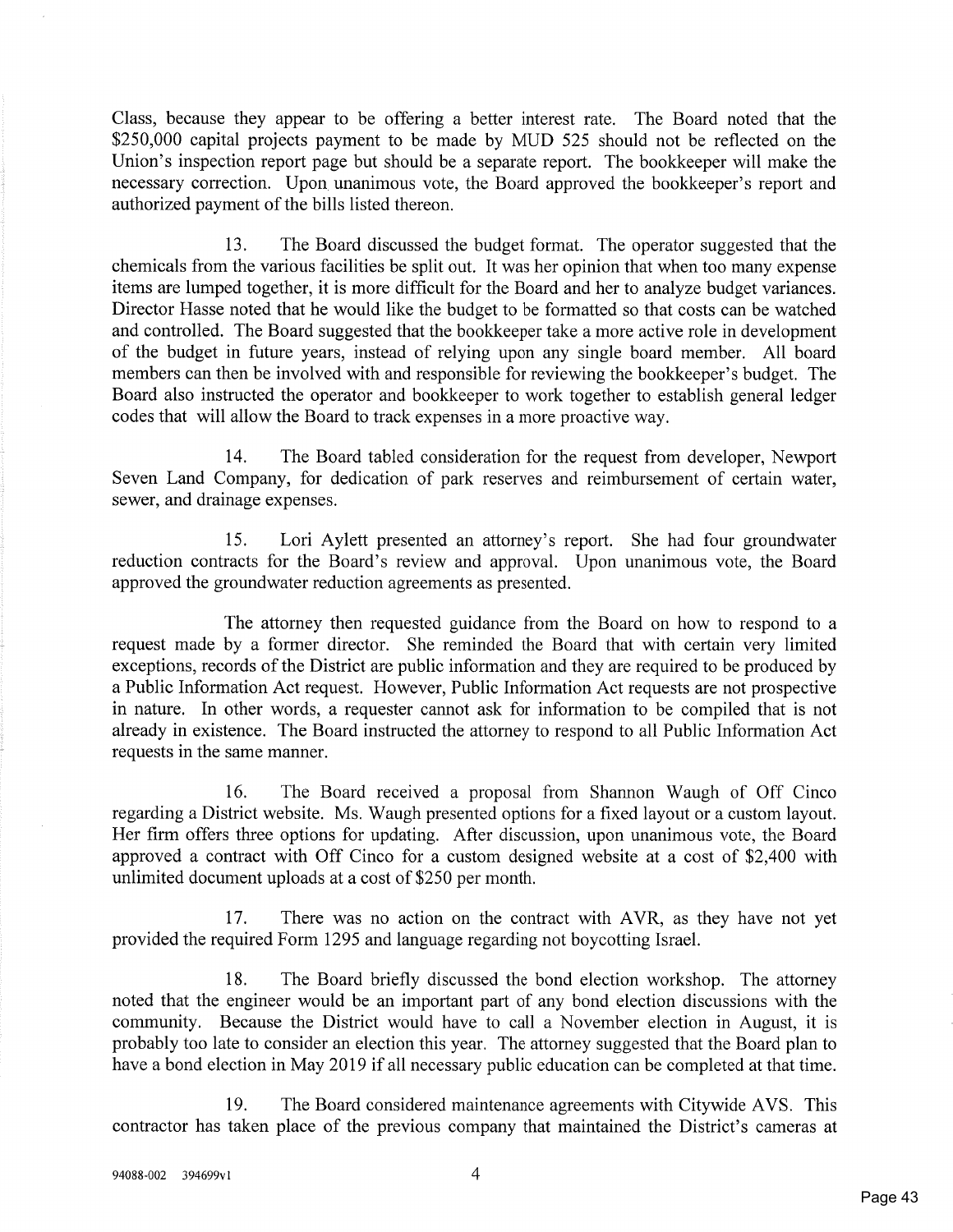Class, because they appear to be offering a better interest rate. The Board noted that the $250,000 capital projects payment to be made by MUD 525 should not be reflected on the Union's inspection report page but should be a separate report. The bookkeeper will make the necessary correction. Upon unanimous vote, the Board approved the bookkeeper's report and authorized payment of the bills listed thereon.

13. The Board discussed the budget format. The operator suggested that the chemicals from the various facilities be split out. It was her opinion that when too many expense items are lumped together, it is more difficult for the Board and her to analyze budget variances. Director Hasse noted that he would like the budget to be formatted so that costs can be watched and controlled. The Board suggested that the bookkeeper take a more active role in development of the budget in future years, instead of relying upon any single board member. All board members can then be involved with and responsible for reviewing the bookkeeper's budget. The Board also instructed the operator and bookkeeper to work together to establish general ledger codes that will allow the Board to track expenses in a more proactive way.

14. The Board tabled consideration for the request from developer, Newport Seven Land Company, for dedication of park reserves and reimbursement of certain water, sewer, and drainage expenses.

15. Lori Aylett presented an attorney's report. She had four groundwater reduction contracts for the Board's review and approval. Upon unanimous vote, the Board approved the groundwater reduction agreements as presented.

The attorney then requested guidance from the Board on how to respond to a request made by a former director. She reminded the Board that with certain very limited exceptions, records of the District are public information and they are required to be produced by a Public Information Act request. However, Public Information Act requests are not prospective in nature. In other words, a requester cannot ask for information to be compiled that is not already in existence. The Board instructed the attorney to respond to all Public Information Act requests in the same manner.

16. The Board received a proposal from Shannon Waugh of Off Cinco regarding a District website. Ms. Waugh presented options for a fixed layout or a custom layout. Her firm offers three options for updating. After discussion, upon unanimous vote, the Board approved a contract with Off Cinco for a custom designed website at a cost of $2,400 with unlimited document uploads at a cost of $250 per month.

17. There was no action on the contract with AVR, as they have not yet provided the required Form 1295 and language regarding not boycotting Israel.

18. The Board briefly discussed the bond election workshop. The attorney noted that the engineer would be an important part of any bond election discussions with the community. Because the District would have to call a November election in August, it is probably too late to consider an election this year. The attorney suggested that the Board plan to have a bond election in May 2019 if all necessary public education can be completed at that time.

19. The Board considered maintenance agreements with Citywide AVS. This contractor has taken place of the previous company that maintained the District's cameras at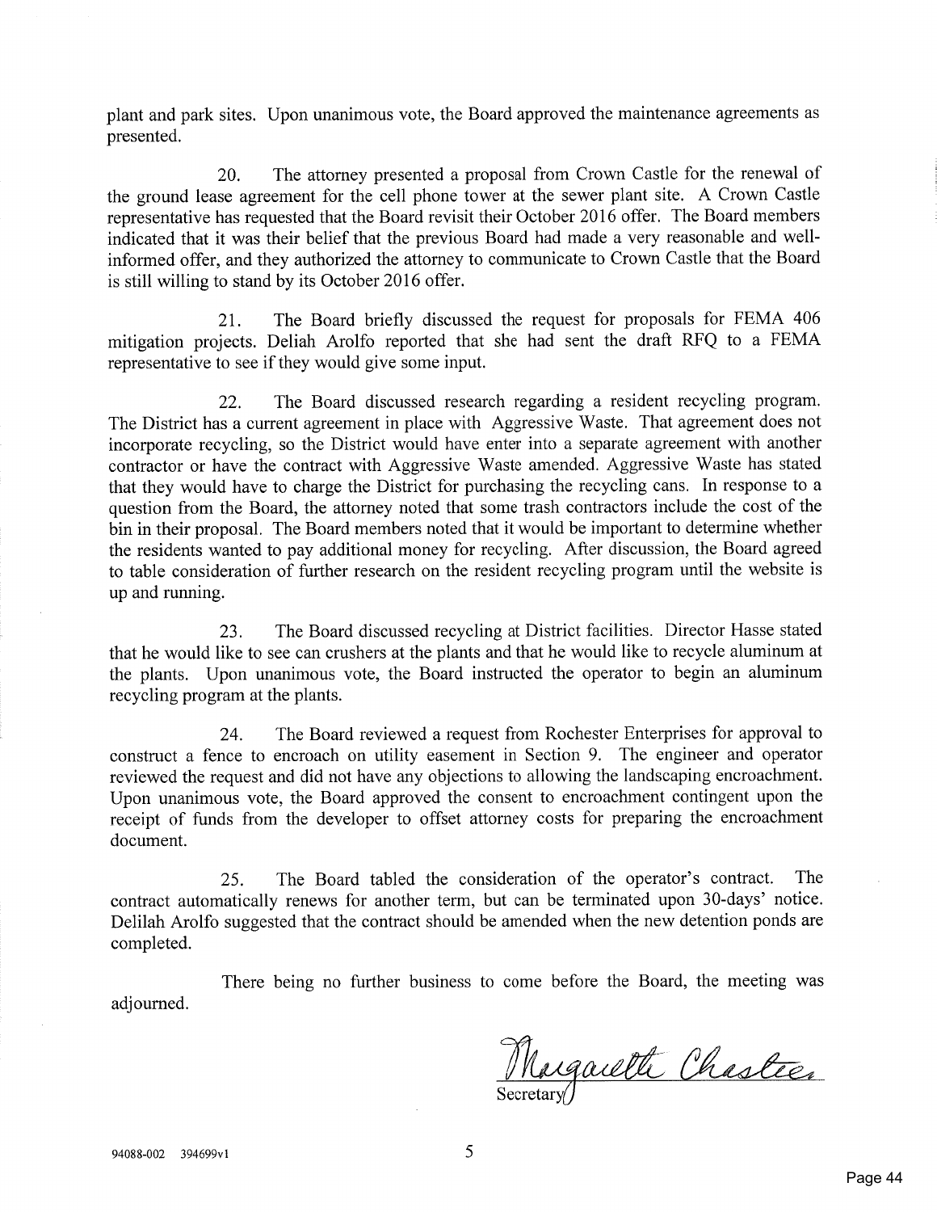plant and park sites. Upon unanimous vote, the Board approved the maintenance agreements as presented.

20. The attorney presented a proposal from Crown Castle for the renewal of the ground lease agreement for the cell phone tower at the sewer plant site. A Crown Castle representative has requested that the Board revisit their October 2016 offer. The Board members indicated that it was their belief that the previous Board had made a very reasonable and well-informed offer, and they authorized the attorney to communicate to Crown Castle that the Board is still willing to stand by its October 2016 offer.

21. The Board briefly discussed the request for proposals for FEMA 406 mitigation projects. Deliah Arolfo reported that she had sent the draft RFQ to a FEMA representative to see if they would give some input.

22. The Board discussed research regarding a resident recycling program. The District has a current agreement in place with Aggressive Waste. That agreement does not incorporate recycling, so the District would have enter into a separate agreement with another contractor or have the contract with Aggressive Waste amended. Aggressive Waste has stated that they would have to charge the District for purchasing the recycling cans. In response to a question from the Board, the attorney noted that some trash contractors include the cost of the bin in their proposal. The Board members noted that it would be important to determine whether the residents wanted to pay additional money for recycling. After discussion, the Board agreed to table consideration of further research on the resident recycling program until the website is up and running.

23. The Board discussed recycling at District facilities. Director Hasse stated that he would like to see can crushers at the plants and that he would like to recycle aluminum at the plants. Upon unanimous vote, the Board instructed the operator to begin an aluminum recycling program at the plants.

24. The Board reviewed a request from Rochester Enterprises for approval to construct a fence to encroach on utility easement in Section 9. The engineer and operator reviewed the request and did not have any objections to allowing the landscaping encroachment. Upon unanimous vote, the Board approved the consent to encroachment contingent upon the receipt of funds from the developer to offset attorney costs for preparing the encroachment document.

25. The Board tabled the consideration of the operator's contract. The contract automatically renews for another term, but can be terminated upon 30-days' notice. Delilah Arolfo suggested that the contract should be amended when the new detention ponds are completed.

There being no further business to come before the Board, the meeting was adjourned.

Margarette Chester

Secretary

94088-002 394699v1